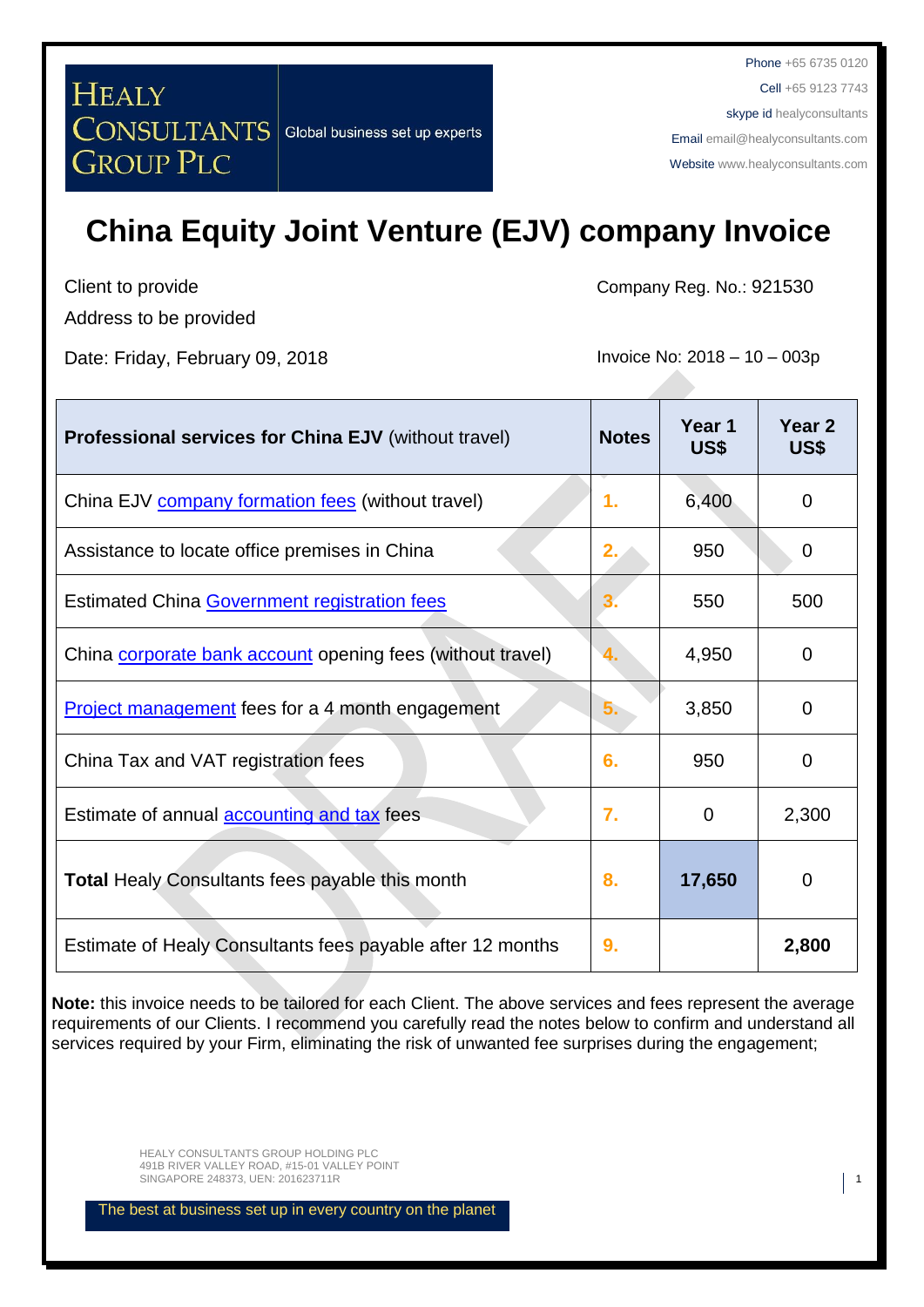HEALY CONSULTANTS GROUP PLC — Global business set up experts

Phone +65 6735 0120
Cell +65 9123 7743
skype id healyconsultants
Email email@healyconsultants.com
Website www.healyconsultants.com

# China Equity Joint Venture (EJV) company Invoice

Client to provide
Address to be provided

Company Reg. No.: 921530

Date: Friday, February 09, 2018

Invoice No: 2018 – 10 – 003p

| **Professional services for China EJV** (without travel) | **Notes** | **Year 1 US$** | **Year 2 US$** |
|---|---|---|---|
| China EJV company formation fees (without travel) | 1. | 6,400 | 0 |
| Assistance to locate office premises in China | 2. | 950 | 0 |
| Estimated China Government registration fees | 3. | 550 | 500 |
| China corporate bank account opening fees (without travel) | 4. | 4,950 | 0 |
| Project management fees for a 4 month engagement | 5. | 3,850 | 0 |
| China Tax and VAT registration fees | 6. | 950 | 0 |
| Estimate of annual accounting and tax fees | 7. | 0 | 2,300 |
| **Total** Healy Consultants fees payable this month | 8. | **17,650** | 0 |
| Estimate of Healy Consultants fees payable after 12 months | 9. | | **2,800** |

**Note:** this invoice needs to be tailored for each Client. The above services and fees represent the average requirements of our Clients. I recommend you carefully read the notes below to confirm and understand all services required by your Firm, eliminating the risk of unwanted fee surprises during the engagement;

HEALY CONSULTANTS GROUP HOLDING PLC
491B RIVER VALLEY ROAD, #15-01 VALLEY POINT
SINGAPORE 248373, UEN: 201623711R

The best at business set up in every country on the planet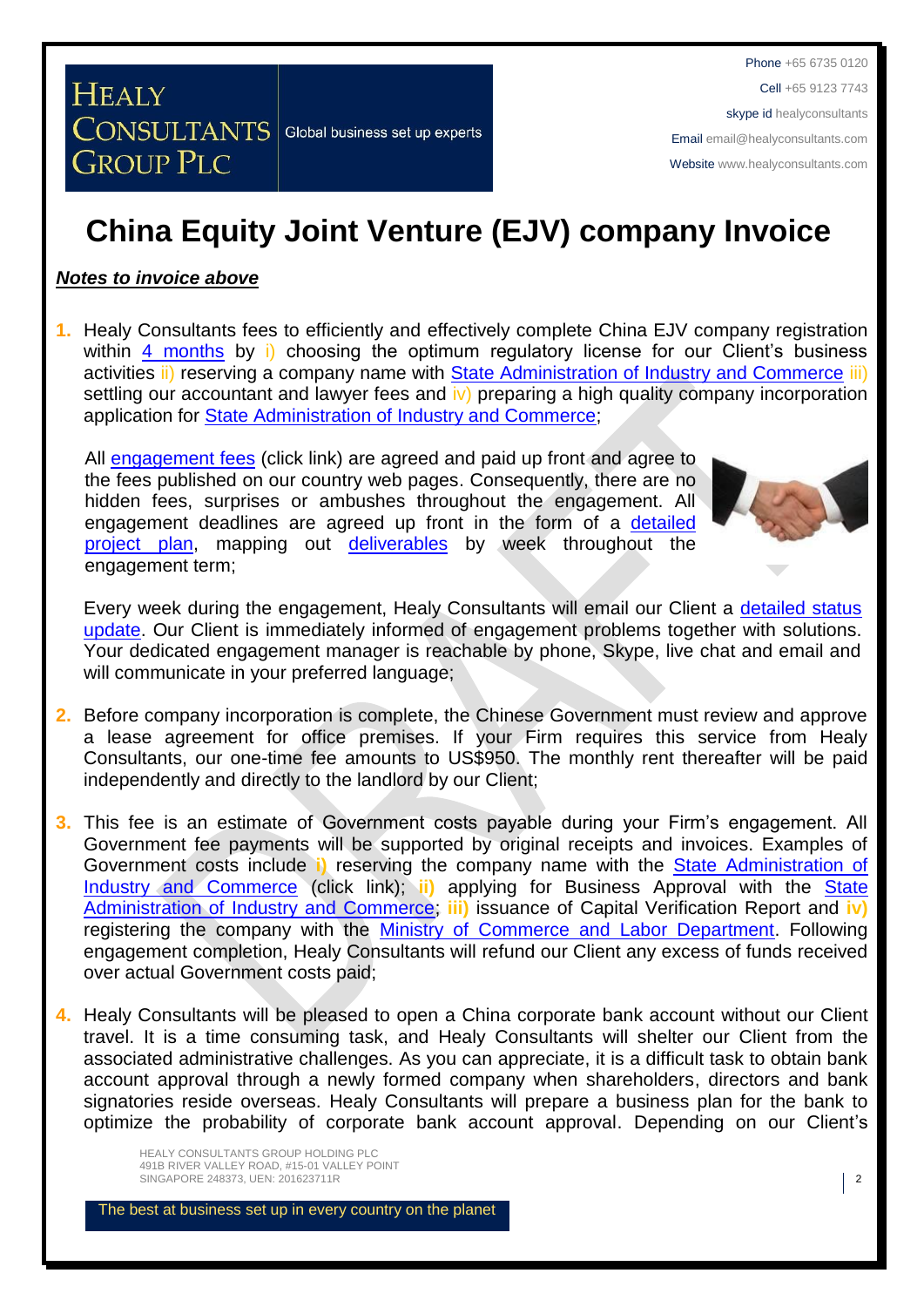# China Equity Joint Venture (EJV) company Invoice

***Notes to invoice above***

1. Healy Consultants fees to efficiently and effectively complete China EJV company registration within 4 months by i) choosing the optimum regulatory license for our Client's business activities ii) reserving a company name with State Administration of Industry and Commerce iii) settling our accountant and lawyer fees and iv) preparing a high quality company incorporation application for State Administration of Industry and Commerce;

   All engagement fees (click link) are agreed and paid up front and agree to the fees published on our country web pages. Consequently, there are no hidden fees, surprises or ambushes throughout the engagement. All engagement deadlines are agreed up front in the form of a detailed project plan, mapping out deliverables by week throughout the engagement term;

   Every week during the engagement, Healy Consultants will email our Client a detailed status update. Our Client is immediately informed of engagement problems together with solutions. Your dedicated engagement manager is reachable by phone, Skype, live chat and email and will communicate in your preferred language;

2. Before company incorporation is complete, the Chinese Government must review and approve a lease agreement for office premises. If your Firm requires this service from Healy Consultants, our one-time fee amounts to US$950. The monthly rent thereafter will be paid independently and directly to the landlord by our Client;

3. This fee is an estimate of Government costs payable during your Firm's engagement. All Government fee payments will be supported by original receipts and invoices. Examples of Government costs include **i)** reserving the company name with the State Administration of Industry and Commerce (click link); **ii)** applying for Business Approval with the State Administration of Industry and Commerce; **iii)** issuance of Capital Verification Report and **iv)** registering the company with the Ministry of Commerce and Labor Department. Following engagement completion, Healy Consultants will refund our Client any excess of funds received over actual Government costs paid;

4. Healy Consultants will be pleased to open a China corporate bank account without our Client travel. It is a time consuming task, and Healy Consultants will shelter our Client from the associated administrative challenges. As you can appreciate, it is a difficult task to obtain bank account approval through a newly formed company when shareholders, directors and bank signatories reside overseas. Healy Consultants will prepare a business plan for the bank to optimize the probability of corporate bank account approval. Depending on our Client's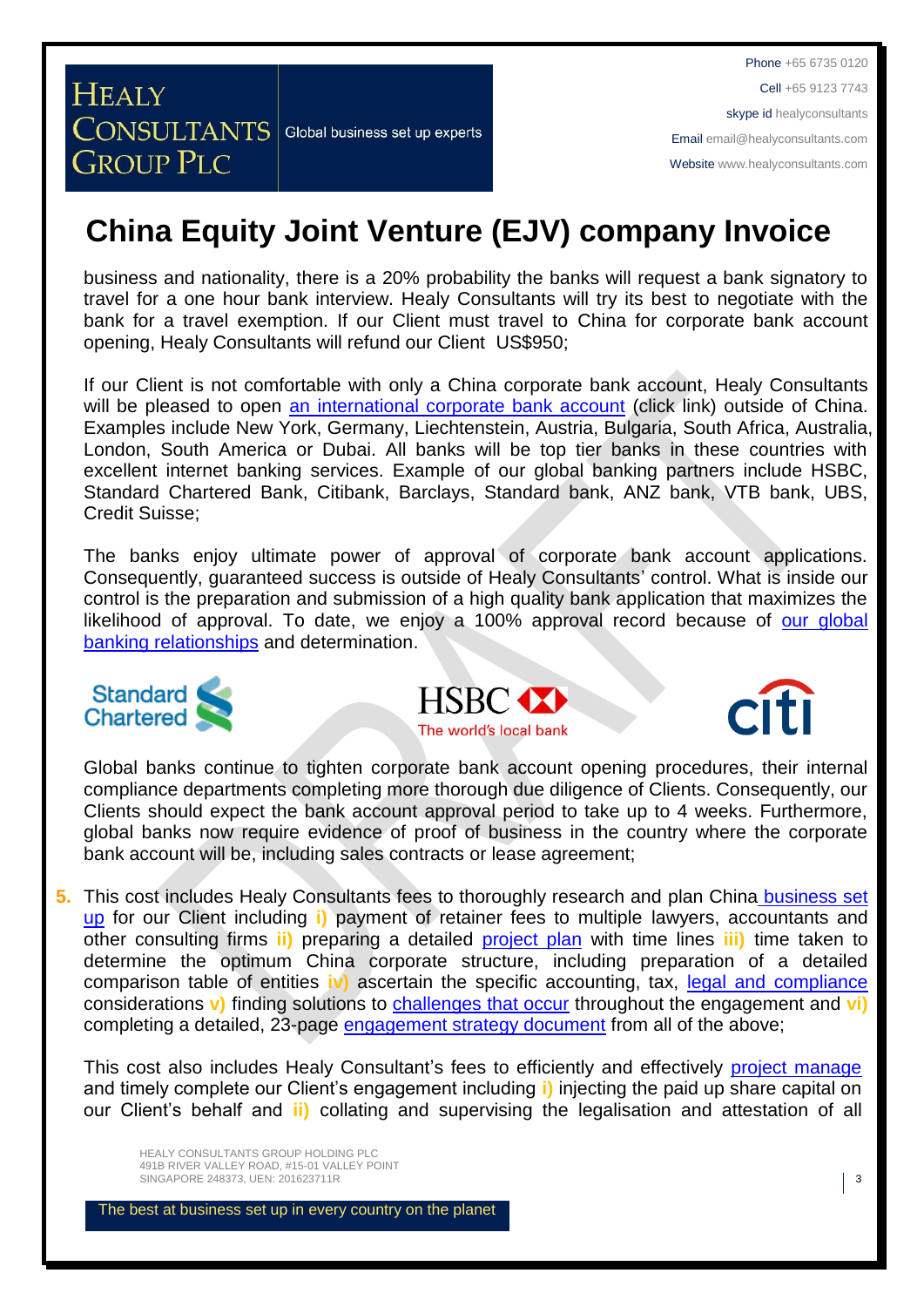# China Equity Joint Venture (EJV) company Invoice

business and nationality, there is a 20% probability the banks will request a bank signatory to travel for a one hour bank interview. Healy Consultants will try its best to negotiate with the bank for a travel exemption. If our Client must travel to China for corporate bank account opening, Healy Consultants will refund our Client US$950;

If our Client is not comfortable with only a China corporate bank account, Healy Consultants will be pleased to open an international corporate bank account (click link) outside of China. Examples include New York, Germany, Liechtenstein, Austria, Bulgaria, South Africa, Australia, London, South America or Dubai. All banks will be top tier banks in these countries with excellent internet banking services. Example of our global banking partners include HSBC, Standard Chartered Bank, Citibank, Barclays, Standard bank, ANZ bank, VTB bank, UBS, Credit Suisse;

The banks enjoy ultimate power of approval of corporate bank account applications. Consequently, guaranteed success is outside of Healy Consultants' control. What is inside our control is the preparation and submission of a high quality bank application that maximizes the likelihood of approval. To date, we enjoy a 100% approval record because of our global banking relationships and determination.

Global banks continue to tighten corporate bank account opening procedures, their internal compliance departments completing more thorough due diligence of Clients. Consequently, our Clients should expect the bank account approval period to take up to 4 weeks. Furthermore, global banks now require evidence of proof of business in the country where the corporate bank account will be, including sales contracts or lease agreement;

5. This cost includes Healy Consultants fees to thoroughly research and plan China business set up for our Client including **i)** payment of retainer fees to multiple lawyers, accountants and other consulting firms **ii)** preparing a detailed project plan with time lines **iii)** time taken to determine the optimum China corporate structure, including preparation of a detailed comparison table of entities **iv)** ascertain the specific accounting, tax, legal and compliance considerations **v)** finding solutions to challenges that occur throughout the engagement and **vi)** completing a detailed, 23-page engagement strategy document from all of the above;

   This cost also includes Healy Consultant's fees to efficiently and effectively project manage and timely complete our Client's engagement including **i)** injecting the paid up share capital on our Client's behalf and **ii)** collating and supervising the legalisation and attestation of all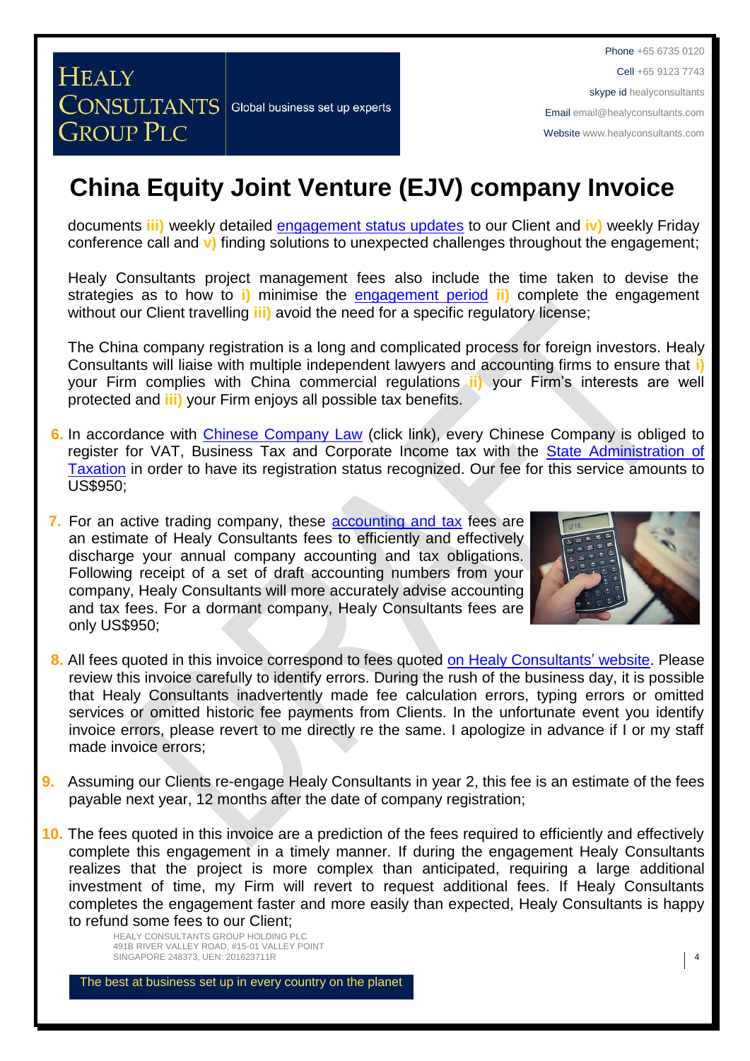# China Equity Joint Venture (EJV) company Invoice

documents **iii)** weekly detailed engagement status updates to our Client and **iv)** weekly Friday conference call and **v)** finding solutions to unexpected challenges throughout the engagement;

Healy Consultants project management fees also include the time taken to devise the strategies as to how to **i)** minimise the engagement period **ii)** complete the engagement without our Client travelling **iii)** avoid the need for a specific regulatory license;

The China company registration is a long and complicated process for foreign investors. Healy Consultants will liaise with multiple independent lawyers and accounting firms to ensure that **i)** your Firm complies with China commercial regulations **ii)** your Firm's interests are well protected and **iii)** your Firm enjoys all possible tax benefits.

6. In accordance with Chinese Company Law (click link), every Chinese Company is obliged to register for VAT, Business Tax and Corporate Income tax with the State Administration of Taxation in order to have its registration status recognized. Our fee for this service amounts to US$950;

7. For an active trading company, these accounting and tax fees are an estimate of Healy Consultants fees to efficiently and effectively discharge your annual company accounting and tax obligations. Following receipt of a set of draft accounting numbers from your company, Healy Consultants will more accurately advise accounting and tax fees. For a dormant company, Healy Consultants fees are only US$950;

8. All fees quoted in this invoice correspond to fees quoted on Healy Consultants' website. Please review this invoice carefully to identify errors. During the rush of the business day, it is possible that Healy Consultants inadvertently made fee calculation errors, typing errors or omitted services or omitted historic fee payments from Clients. In the unfortunate event you identify invoice errors, please revert to me directly re the same. I apologize in advance if I or my staff made invoice errors;

9. Assuming our Clients re-engage Healy Consultants in year 2, this fee is an estimate of the fees payable next year, 12 months after the date of company registration;

10. The fees quoted in this invoice are a prediction of the fees required to efficiently and effectively complete this engagement in a timely manner. If during the engagement Healy Consultants realizes that the project is more complex than anticipated, requiring a large additional investment of time, my Firm will revert to request additional fees. If Healy Consultants completes the engagement faster and more easily than expected, Healy Consultants is happy to refund some fees to our Client;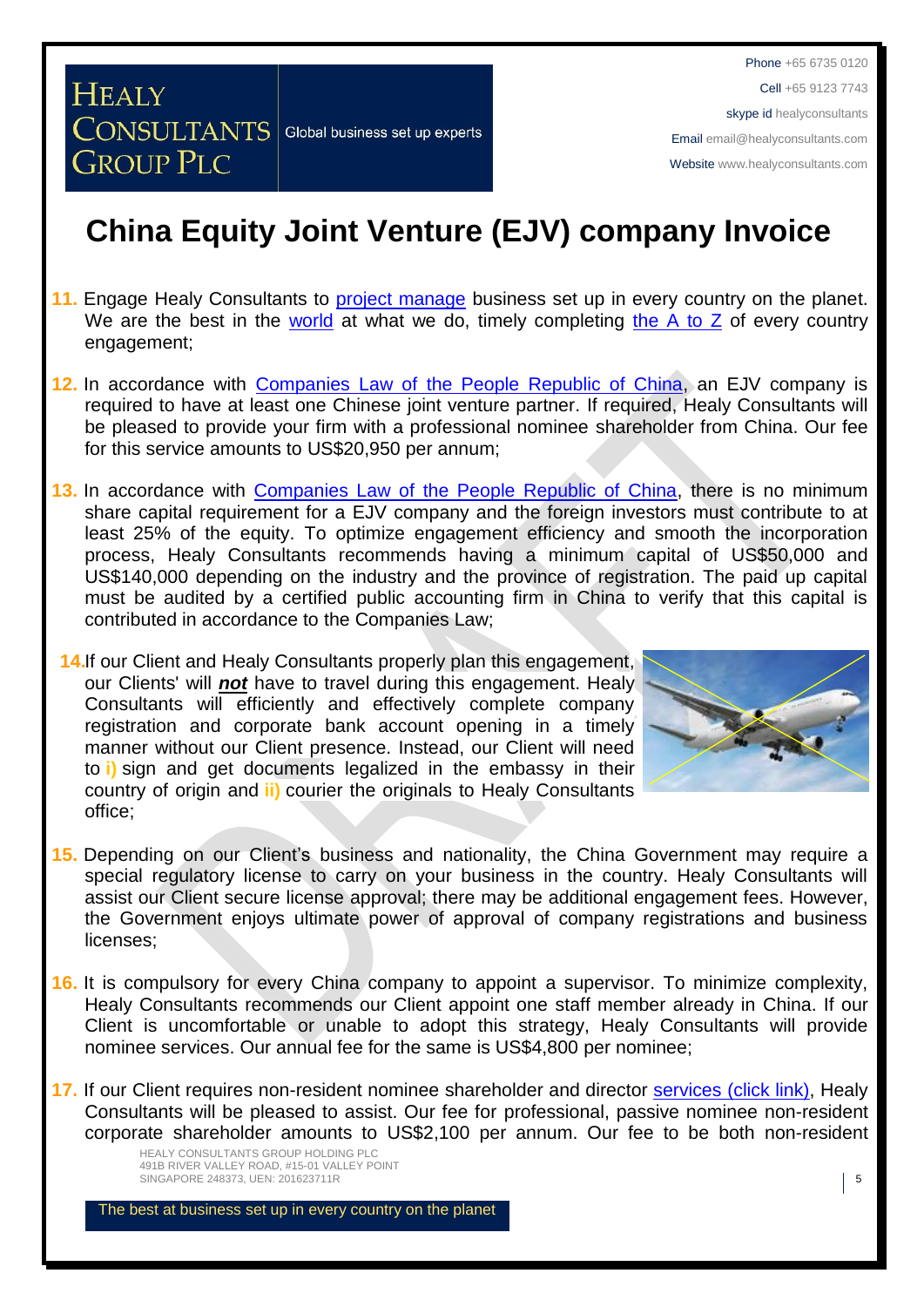# China Equity Joint Venture (EJV) company Invoice

11. Engage Healy Consultants to project manage business set up in every country on the planet. We are the best in the world at what we do, timely completing the A to Z of every country engagement;

12. In accordance with Companies Law of the People Republic of China, an EJV company is required to have at least one Chinese joint venture partner. If required, Healy Consultants will be pleased to provide your firm with a professional nominee shareholder from China. Our fee for this service amounts to US$20,950 per annum;

13. In accordance with Companies Law of the People Republic of China, there is no minimum share capital requirement for a EJV company and the foreign investors must contribute to at least 25% of the equity. To optimize engagement efficiency and smooth the incorporation process, Healy Consultants recommends having a minimum capital of US$50,000 and US$140,000 depending on the industry and the province of registration. The paid up capital must be audited by a certified public accounting firm in China to verify that this capital is contributed in accordance to the Companies Law;

14. If our Client and Healy Consultants properly plan this engagement, our Clients' will ***not*** have to travel during this engagement. Healy Consultants will efficiently and effectively complete company registration and corporate bank account opening in a timely manner without our Client presence. Instead, our Client will need to **i)** sign and get documents legalized in the embassy in their country of origin and **ii)** courier the originals to Healy Consultants office;

15. Depending on our Client's business and nationality, the China Government may require a special regulatory license to carry on your business in the country. Healy Consultants will assist our Client secure license approval; there may be additional engagement fees. However, the Government enjoys ultimate power of approval of company registrations and business licenses;

16. It is compulsory for every China company to appoint a supervisor. To minimize complexity, Healy Consultants recommends our Client appoint one staff member already in China. If our Client is uncomfortable or unable to adopt this strategy, Healy Consultants will provide nominee services. Our annual fee for the same is US$4,800 per nominee;

17. If our Client requires non-resident nominee shareholder and director services (click link), Healy Consultants will be pleased to assist. Our fee for professional, passive nominee non-resident corporate shareholder amounts to US$2,100 per annum. Our fee to be both non-resident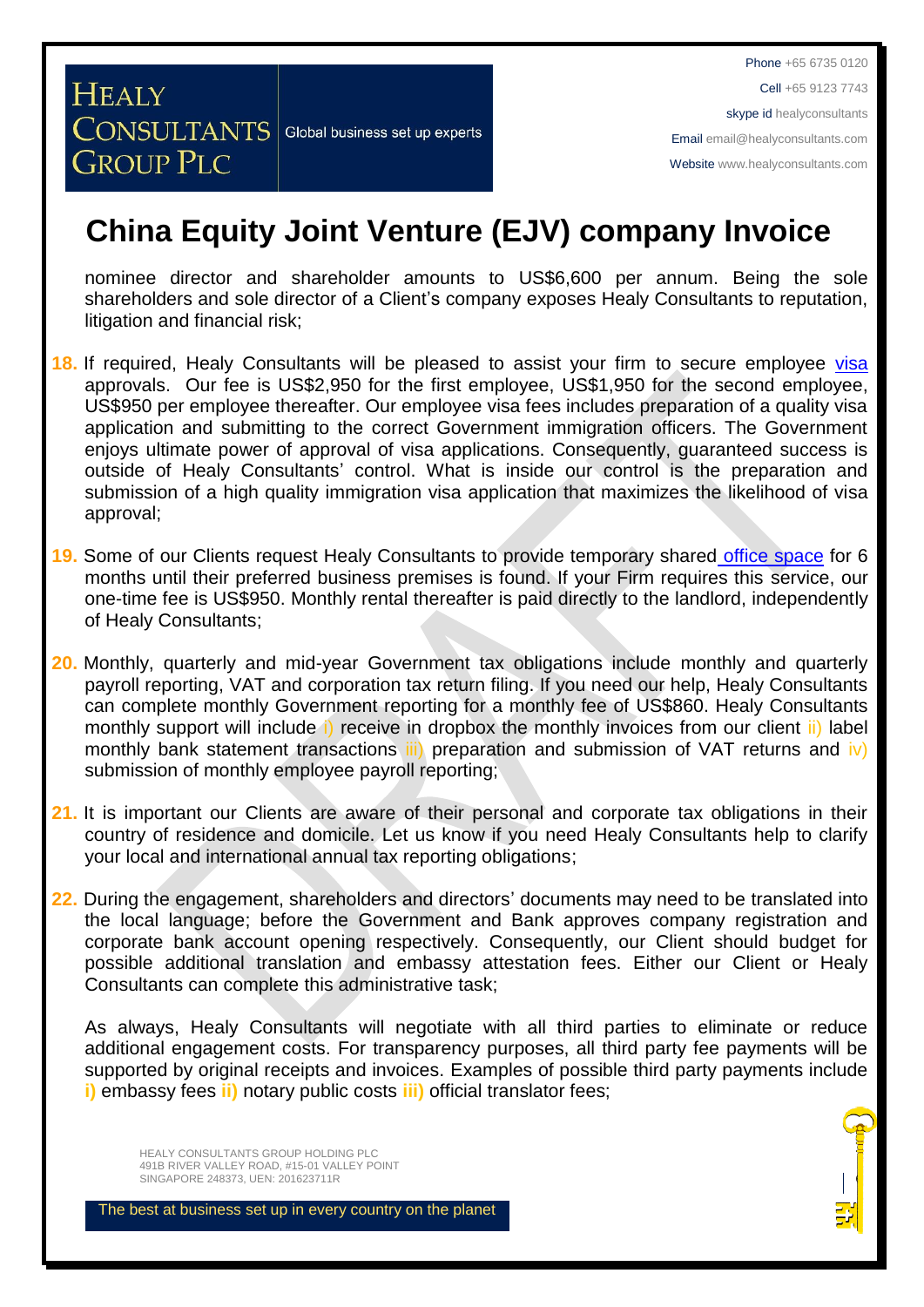# China Equity Joint Venture (EJV) company Invoice

nominee director and shareholder amounts to US$6,600 per annum. Being the sole shareholders and sole director of a Client's company exposes Healy Consultants to reputation, litigation and financial risk;

18. If required, Healy Consultants will be pleased to assist your firm to secure employee visa approvals. Our fee is US$2,950 for the first employee, US$1,950 for the second employee, US$950 per employee thereafter. Our employee visa fees includes preparation of a quality visa application and submitting to the correct Government immigration officers. The Government enjoys ultimate power of approval of visa applications. Consequently, guaranteed success is outside of Healy Consultants' control. What is inside our control is the preparation and submission of a high quality immigration visa application that maximizes the likelihood of visa approval;

19. Some of our Clients request Healy Consultants to provide temporary shared office space for 6 months until their preferred business premises is found. If your Firm requires this service, our one-time fee is US$950. Monthly rental thereafter is paid directly to the landlord, independently of Healy Consultants;

20. Monthly, quarterly and mid-year Government tax obligations include monthly and quarterly payroll reporting, VAT and corporation tax return filing. If you need our help, Healy Consultants can complete monthly Government reporting for a monthly fee of US$860. Healy Consultants monthly support will include i) receive in dropbox the monthly invoices from our client ii) label monthly bank statement transactions iii) preparation and submission of VAT returns and iv) submission of monthly employee payroll reporting;

21. It is important our Clients are aware of their personal and corporate tax obligations in their country of residence and domicile. Let us know if you need Healy Consultants help to clarify your local and international annual tax reporting obligations;

22. During the engagement, shareholders and directors' documents may need to be translated into the local language; before the Government and Bank approves company registration and corporate bank account opening respectively. Consequently, our Client should budget for possible additional translation and embassy attestation fees. Either our Client or Healy Consultants can complete this administrative task;

    As always, Healy Consultants will negotiate with all third parties to eliminate or reduce additional engagement costs. For transparency purposes, all third party fee payments will be supported by original receipts and invoices. Examples of possible third party payments include **i)** embassy fees **ii)** notary public costs **iii)** official translator fees;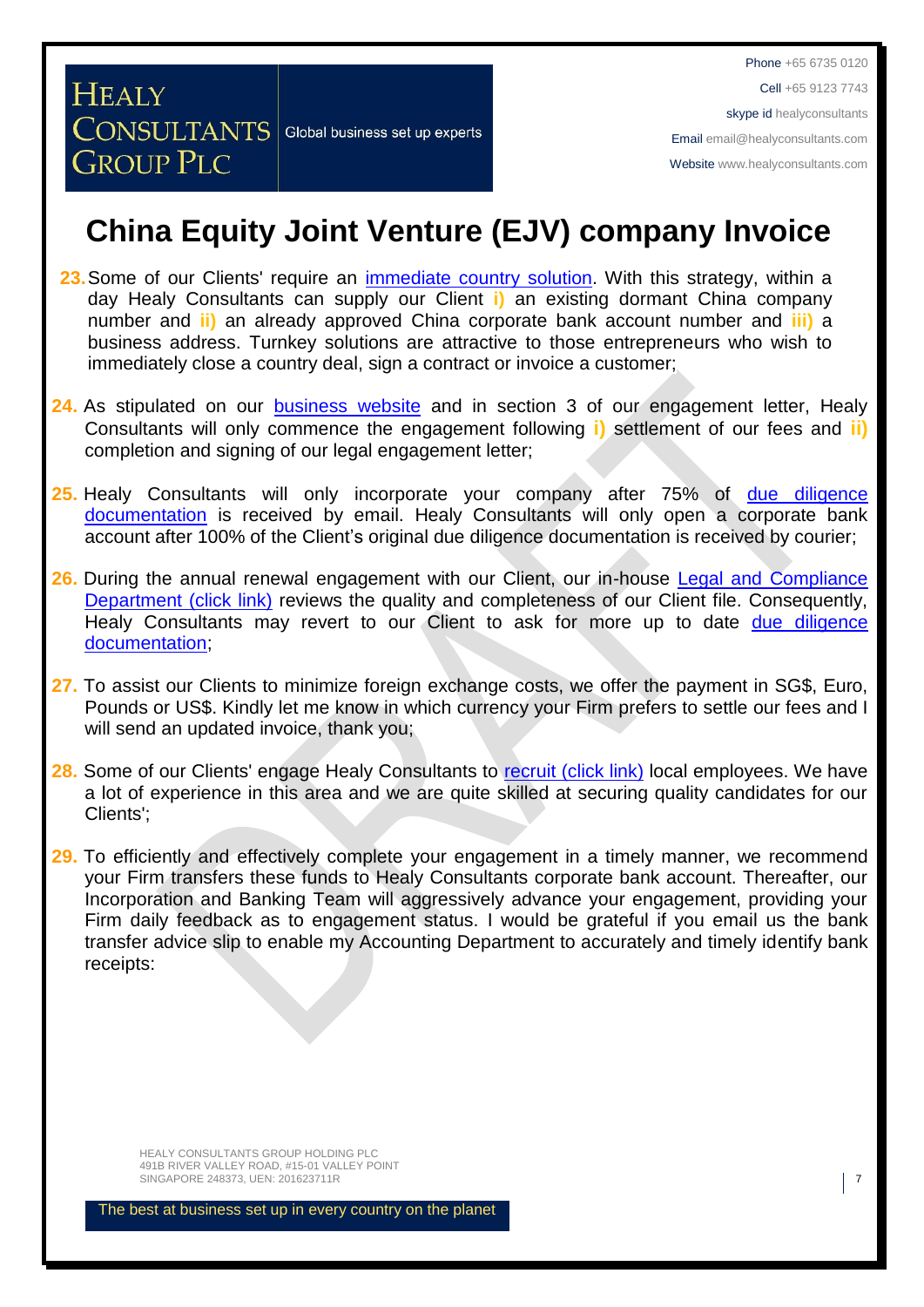# China Equity Joint Venture (EJV) company Invoice

23. Some of our Clients' require an immediate country solution. With this strategy, within a day Healy Consultants can supply our Client **i)** an existing dormant China company number and **ii)** an already approved China corporate bank account number and **iii)** a business address. Turnkey solutions are attractive to those entrepreneurs who wish to immediately close a country deal, sign a contract or invoice a customer;

24. As stipulated on our business website and in section 3 of our engagement letter, Healy Consultants will only commence the engagement following **i)** settlement of our fees and **ii)** completion and signing of our legal engagement letter;

25. Healy Consultants will only incorporate your company after 75% of due diligence documentation is received by email. Healy Consultants will only open a corporate bank account after 100% of the Client's original due diligence documentation is received by courier;

26. During the annual renewal engagement with our Client, our in-house Legal and Compliance Department (click link) reviews the quality and completeness of our Client file. Consequently, Healy Consultants may revert to our Client to ask for more up to date due diligence documentation;

27. To assist our Clients to minimize foreign exchange costs, we offer the payment in SG$, Euro, Pounds or US$. Kindly let me know in which currency your Firm prefers to settle our fees and I will send an updated invoice, thank you;

28. Some of our Clients' engage Healy Consultants to recruit (click link) local employees. We have a lot of experience in this area and we are quite skilled at securing quality candidates for our Clients';

29. To efficiently and effectively complete your engagement in a timely manner, we recommend your Firm transfers these funds to Healy Consultants corporate bank account. Thereafter, our Incorporation and Banking Team will aggressively advance your engagement, providing your Firm daily feedback as to engagement status. I would be grateful if you email us the bank transfer advice slip to enable my Accounting Department to accurately and timely identify bank receipts: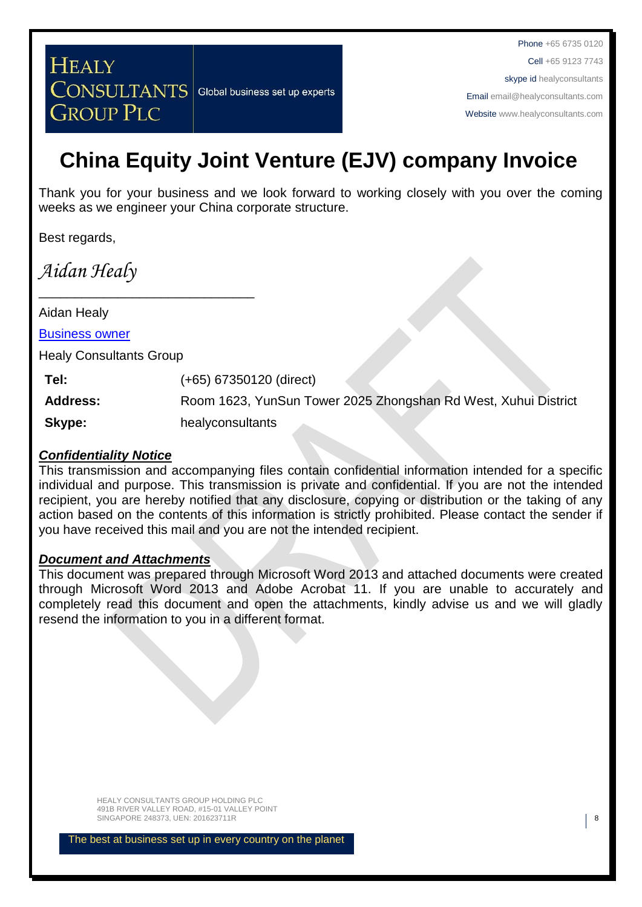# China Equity Joint Venture (EJV) company Invoice

Thank you for your business and we look forward to working closely with you over the coming weeks as we engineer your China corporate structure.

Best regards,

*Aidan Healy*

______________________________

Aidan Healy

Business owner

Healy Consultants Group

| | |
|---|---|
| **Tel:** | (+65) 67350120 (direct) |
| **Address:** | Room 1623, YunSun Tower 2025 Zhongshan Rd West, Xuhui District |
| **Skype:** | healyconsultants |

### ***Confidentiality Notice***

This transmission and accompanying files contain confidential information intended for a specific individual and purpose. This transmission is private and confidential. If you are not the intended recipient, you are hereby notified that any disclosure, copying or distribution or the taking of any action based on the contents of this information is strictly prohibited. Please contact the sender if you have received this mail and you are not the intended recipient.

### ***Document and Attachments***

This document was prepared through Microsoft Word 2013 and attached documents were created through Microsoft Word 2013 and Adobe Acrobat 11. If you are unable to accurately and completely read this document and open the attachments, kindly advise us and we will gladly resend the information to you in a different format.